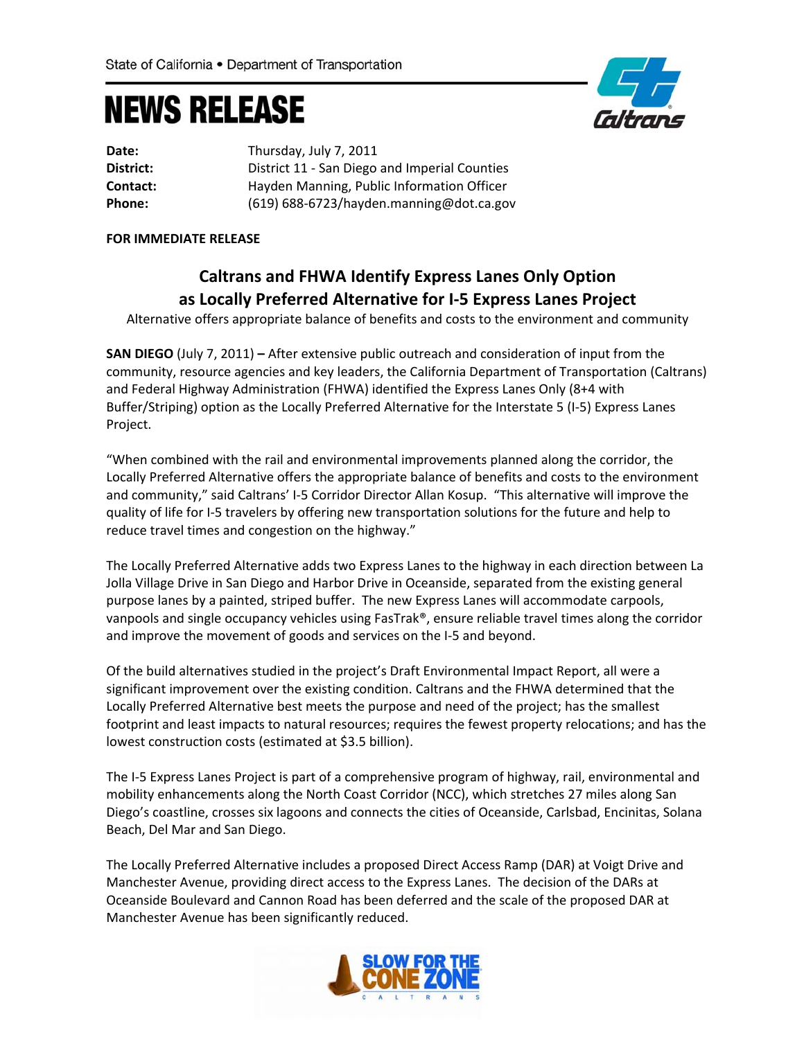State of California • Department of Transportation

# NEWS RELEASE

**Date:** Thursday, July 7, 2011
**District:** District 11 - San Diego and Imperial Counties
**Contact:** Hayden Manning, Public Information Officer
**Phone:** (619) 688-6723/hayden.manning@dot.ca.gov

**FOR IMMEDIATE RELEASE**

## Caltrans and FHWA Identify Express Lanes Only Option as Locally Preferred Alternative for I-5 Express Lanes Project

Alternative offers appropriate balance of benefits and costs to the environment and community

**SAN DIEGO** (July 7, 2011) **–** After extensive public outreach and consideration of input from the community, resource agencies and key leaders, the California Department of Transportation (Caltrans) and Federal Highway Administration (FHWA) identified the Express Lanes Only (8+4 with Buffer/Striping) option as the Locally Preferred Alternative for the Interstate 5 (I-5) Express Lanes Project.

"When combined with the rail and environmental improvements planned along the corridor, the Locally Preferred Alternative offers the appropriate balance of benefits and costs to the environment and community," said Caltrans' I-5 Corridor Director Allan Kosup. "This alternative will improve the quality of life for I-5 travelers by offering new transportation solutions for the future and help to reduce travel times and congestion on the highway."

The Locally Preferred Alternative adds two Express Lanes to the highway in each direction between La Jolla Village Drive in San Diego and Harbor Drive in Oceanside, separated from the existing general purpose lanes by a painted, striped buffer. The new Express Lanes will accommodate carpools, vanpools and single occupancy vehicles using FasTrak®, ensure reliable travel times along the corridor and improve the movement of goods and services on the I-5 and beyond.

Of the build alternatives studied in the project's Draft Environmental Impact Report, all were a significant improvement over the existing condition. Caltrans and the FHWA determined that the Locally Preferred Alternative best meets the purpose and need of the project; has the smallest footprint and least impacts to natural resources; requires the fewest property relocations; and has the lowest construction costs (estimated at $3.5 billion).

The I-5 Express Lanes Project is part of a comprehensive program of highway, rail, environmental and mobility enhancements along the North Coast Corridor (NCC), which stretches 27 miles along San Diego's coastline, crosses six lagoons and connects the cities of Oceanside, Carlsbad, Encinitas, Solana Beach, Del Mar and San Diego.

The Locally Preferred Alternative includes a proposed Direct Access Ramp (DAR) at Voigt Drive and Manchester Avenue, providing direct access to the Express Lanes. The decision of the DARs at Oceanside Boulevard and Cannon Road has been deferred and the scale of the proposed DAR at Manchester Avenue has been significantly reduced.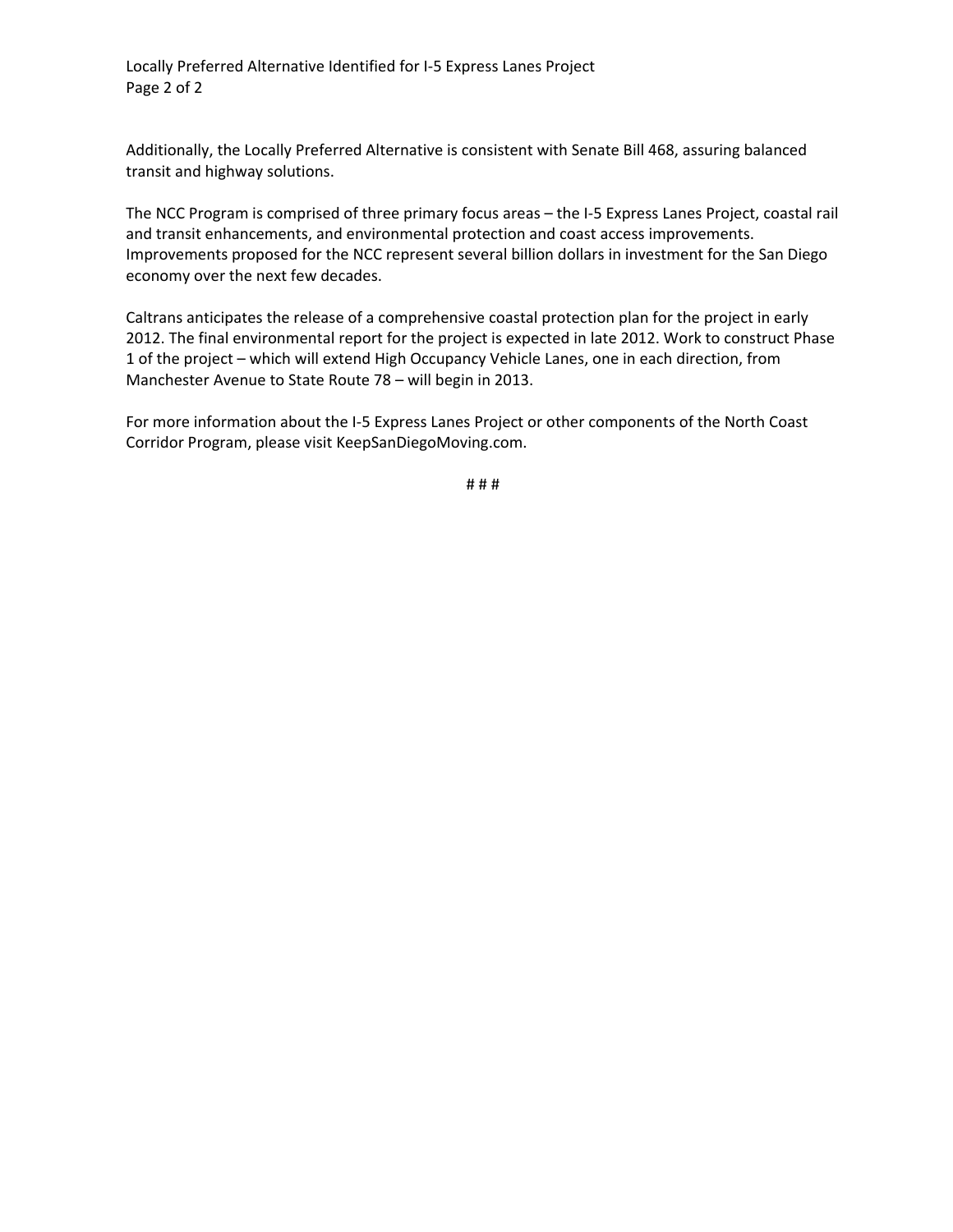Additionally, the Locally Preferred Alternative is consistent with Senate Bill 468, assuring balanced transit and highway solutions.

The NCC Program is comprised of three primary focus areas – the I-5 Express Lanes Project, coastal rail and transit enhancements, and environmental protection and coast access improvements. Improvements proposed for the NCC represent several billion dollars in investment for the San Diego economy over the next few decades.

Caltrans anticipates the release of a comprehensive coastal protection plan for the project in early 2012. The final environmental report for the project is expected in late 2012. Work to construct Phase 1 of the project – which will extend High Occupancy Vehicle Lanes, one in each direction, from Manchester Avenue to State Route 78 – will begin in 2013.

For more information about the I-5 Express Lanes Project or other components of the North Coast Corridor Program, please visit KeepSanDiegoMoving.com.

# # #